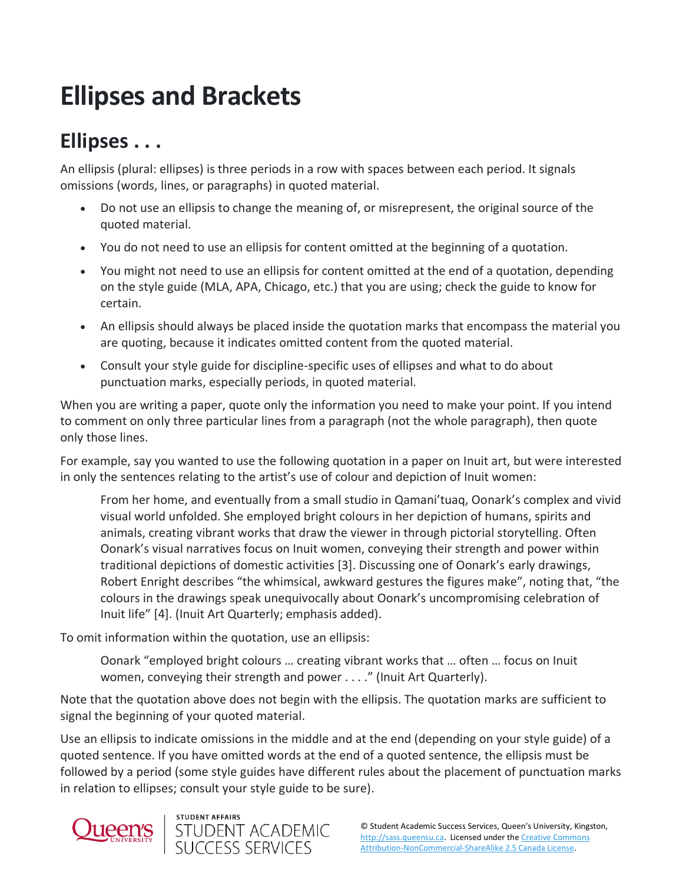# Ellipses and Brackets

## Ellipses . . .

An ellipsis (plural: ellipses) is three periods in a row with spaces between each period. It signals omissions (words, lines, or paragraphs) in quoted material.

- Do not use an ellipsis to change the meaning of, or misrepresent, the original source of the quoted material.
- You do not need to use an ellipsis for content omitted at the beginning of a quotation.
- You might not need to use an ellipsis for content omitted at the end of a quotation, depending on the style guide (MLA, APA, Chicago, etc.) that you are using; check the guide to know for certain.
- An ellipsis should always be placed inside the quotation marks that encompass the material you are quoting, because it indicates omitted content from the quoted material.
- Consult your style guide for discipline-specific uses of ellipses and what to do about punctuation marks, especially periods, in quoted material.

When you are writing a paper, quote only the information you need to make your point. If you intend to comment on only three particular lines from a paragraph (not the whole paragraph), then quote only those lines.

For example, say you wanted to use the following quotation in a paper on Inuit art, but were interested in only the sentences relating to the artist's use of colour and depiction of Inuit women:

> From her home, and eventually from a small studio in Qamani'tuaq, Oonark's complex and vivid visual world unfolded. She employed bright colours in her depiction of humans, spirits and animals, creating vibrant works that draw the viewer in through pictorial storytelling. Often Oonark's visual narratives focus on Inuit women, conveying their strength and power within traditional depictions of domestic activities [3]. Discussing one of Oonark's early drawings, Robert Enright describes "the whimsical, awkward gestures the figures make", noting that, "the colours in the drawings speak unequivocally about Oonark's uncompromising celebration of Inuit life" [4]. (Inuit Art Quarterly; emphasis added).

To omit information within the quotation, use an ellipsis:

> Oonark "employed bright colours … creating vibrant works that … often … focus on Inuit women, conveying their strength and power . . . ." (Inuit Art Quarterly).

Note that the quotation above does not begin with the ellipsis. The quotation marks are sufficient to signal the beginning of your quoted material.

Use an ellipsis to indicate omissions in the middle and at the end (depending on your style guide) of a quoted sentence. If you have omitted words at the end of a quoted sentence, the ellipsis must be followed by a period (some style guides have different rules about the placement of punctuation marks in relation to ellipses; consult your style guide to be sure).

© Student Academic Success Services, Queen's University, Kingston, http://sass.queensu.ca. Licensed under the Creative Commons Attribution-NonCommercial-ShareAlike 2.5 Canada License.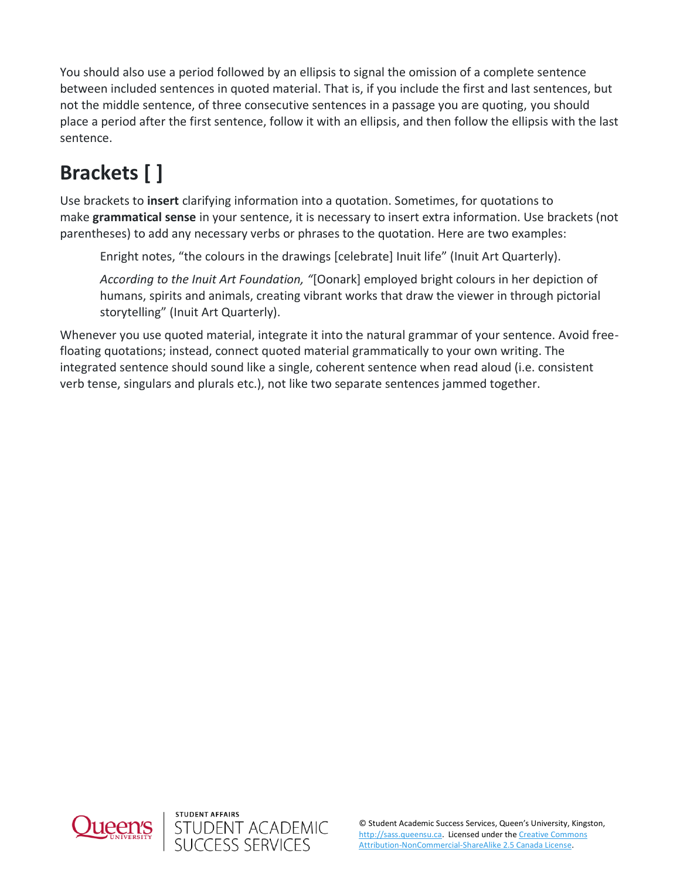You should also use a period followed by an ellipsis to signal the omission of a complete sentence between included sentences in quoted material. That is, if you include the first and last sentences, but not the middle sentence, of three consecutive sentences in a passage you are quoting, you should place a period after the first sentence, follow it with an ellipsis, and then follow the ellipsis with the last sentence.

## Brackets [ ]

Use brackets to **insert** clarifying information into a quotation. Sometimes, for quotations to make **grammatical sense** in your sentence, it is necessary to insert extra information. Use brackets (not parentheses) to add any necessary verbs or phrases to the quotation. Here are two examples:

> Enright notes, "the colours in the drawings [celebrate] Inuit life" (Inuit Art Quarterly).
>
> *According to the Inuit Art Foundation, "*[Oonark] employed bright colours in her depiction of humans, spirits and animals, creating vibrant works that draw the viewer in through pictorial storytelling" (Inuit Art Quarterly).

Whenever you use quoted material, integrate it into the natural grammar of your sentence. Avoid free-floating quotations; instead, connect quoted material grammatically to your own writing. The integrated sentence should sound like a single, coherent sentence when read aloud (i.e. consistent verb tense, singulars and plurals etc.), not like two separate sentences jammed together.

Queen's University | STUDENT AFFAIRS STUDENT ACADEMIC SUCCESS SERVICES

© Student Academic Success Services, Queen's University, Kingston, http://sass.queensu.ca. Licensed under the Creative Commons Attribution-NonCommercial-ShareAlike 2.5 Canada License.